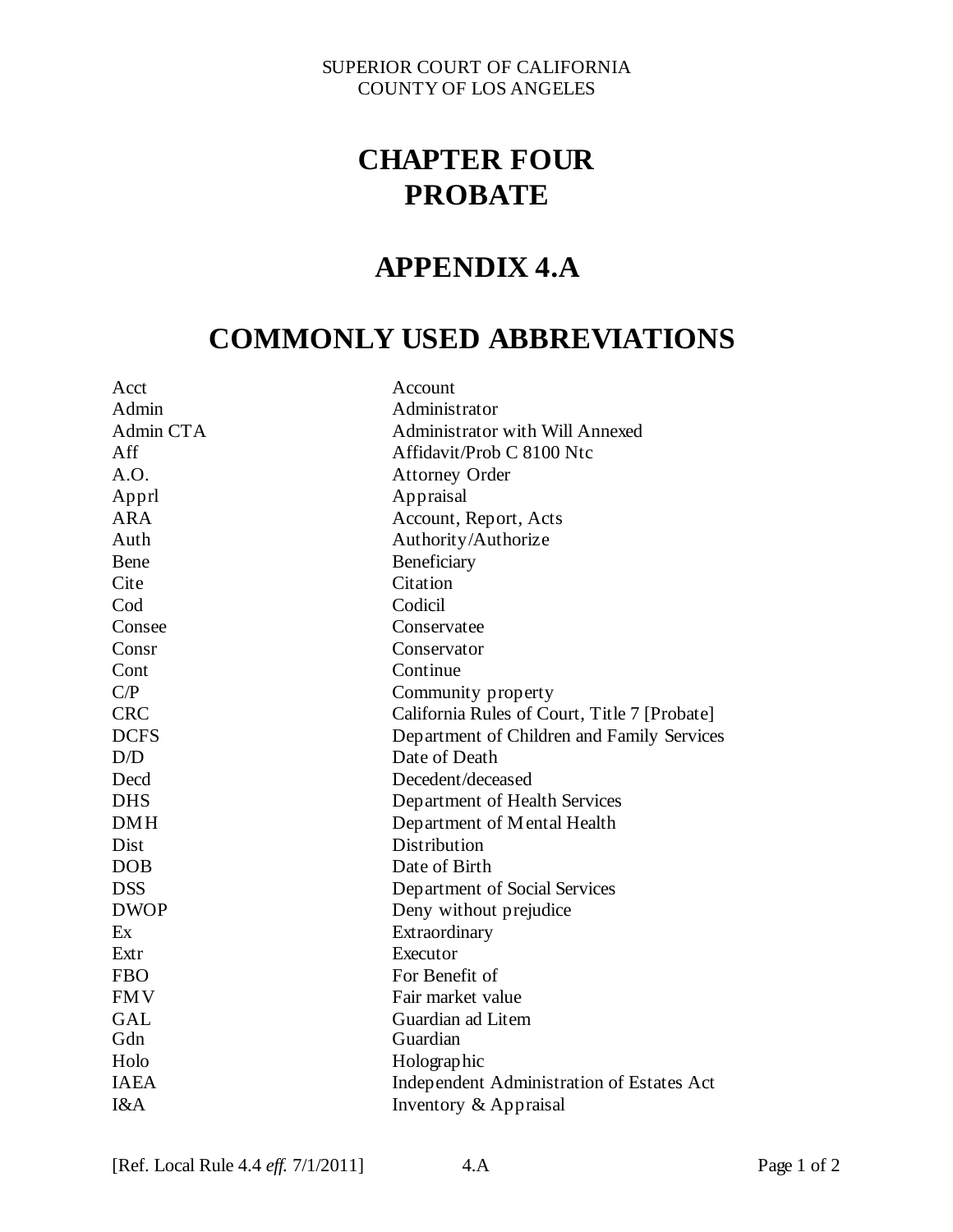SUPERIOR COURT OF CALIFORNIA
COUNTY OF LOS ANGELES

# CHAPTER FOUR
# PROBATE

## APPENDIX 4.A

## COMMONLY USED ABBREVIATIONS

| | |
|---|---|
| Acct | Account |
| Admin | Administrator |
| Admin CTA | Administrator with Will Annexed |
| Aff | Affidavit/Prob C 8100 Ntc |
| A.O. | Attorney Order |
| Apprl | Appraisal |
| ARA | Account, Report, Acts |
| Auth | Authority/Authorize |
| Bene | Beneficiary |
| Cite | Citation |
| Cod | Codicil |
| Consee | Conservatee |
| Consr | Conservator |
| Cont | Continue |
| C/P | Community property |
| CRC | California Rules of Court, Title 7 [Probate] |
| DCFS | Department of Children and Family Services |
| D/D | Date of Death |
| Decd | Decedent/deceased |
| DHS | Department of Health Services |
| DMH | Department of Mental Health |
| Dist | Distribution |
| DOB | Date of Birth |
| DSS | Department of Social Services |
| DWOP | Deny without prejudice |
| Ex | Extraordinary |
| Extr | Executor |
| FBO | For Benefit of |
| FMV | Fair market value |
| GAL | Guardian ad Litem |
| Gdn | Guardian |
| Holo | Holographic |
| IAEA | Independent Administration of Estates Act |
| I&A | Inventory & Appraisal |

[Ref. Local Rule 4.4 *eff.* 7/1/2011] 4.A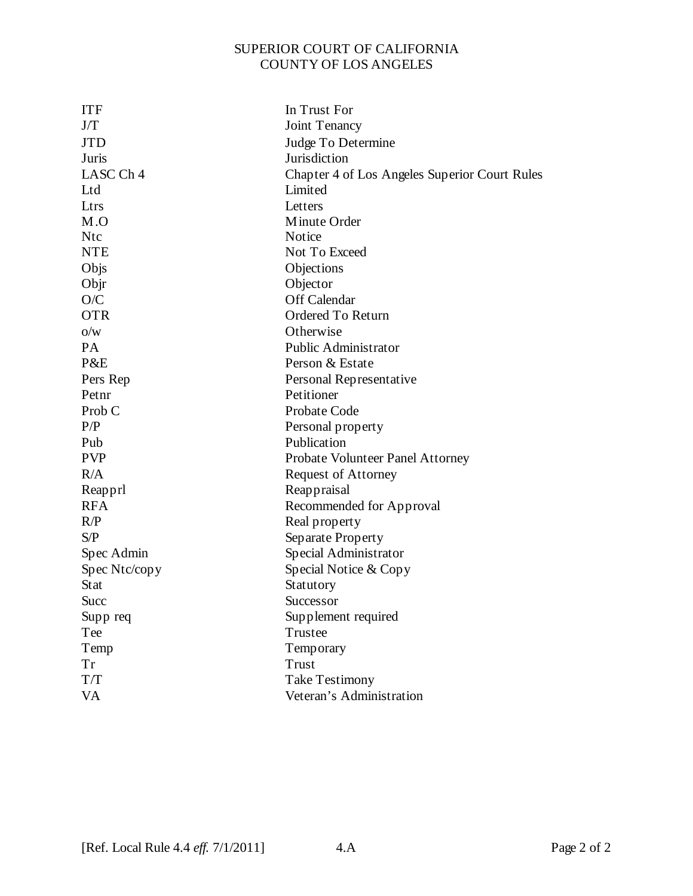| | |
|---|---|
| ITF | In Trust For |
| J/T | Joint Tenancy |
| JTD | Judge To Determine |
| Juris | Jurisdiction |
| LASC Ch 4 | Chapter 4 of Los Angeles Superior Court Rules |
| Ltd | Limited |
| Ltrs | Letters |
| M.O | Minute Order |
| Ntc | Notice |
| NTE | Not To Exceed |
| Objs | Objections |
| Objr | Objector |
| O/C | Off Calendar |
| OTR | Ordered To Return |
| o/w | Otherwise |
| PA | Public Administrator |
| P&E | Person & Estate |
| Pers Rep | Personal Representative |
| Petnr | Petitioner |
| Prob C | Probate Code |
| P/P | Personal property |
| Pub | Publication |
| PVP | Probate Volunteer Panel Attorney |
| R/A | Request of Attorney |
| Reapprl | Reappraisal |
| RFA | Recommended for Approval |
| R/P | Real property |
| S/P | Separate Property |
| Spec Admin | Special Administrator |
| Spec Ntc/copy | Special Notice & Copy |
| Stat | Statutory |
| Succ | Successor |
| Supp req | Supplement required |
| Tee | Trustee |
| Temp | Temporary |
| Tr | Trust |
| T/T | Take Testimony |
| VA | Veteran's Administration |

[Ref. Local Rule 4.4 *eff.* 7/1/2011] 4.A